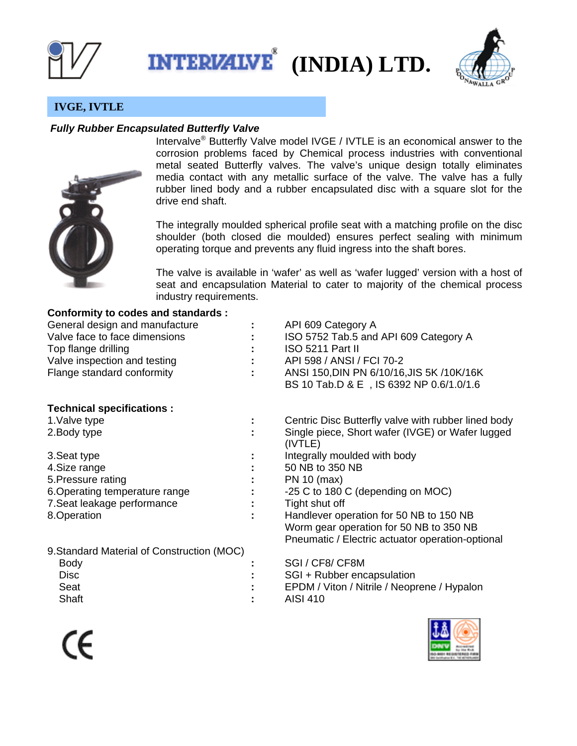# INTERVALVE® (INDIA) LTD.

## IVGE, IVTLE

***Fully Rubber Encapsulated Butterfly Valve***

Intervalve® Butterfly Valve model IVGE / IVTLE is an economical answer to the corrosion problems faced by Chemical process industries with conventional metal seated Butterfly valves. The valve's unique design totally eliminates media contact with any metallic surface of the valve. The valve has a fully rubber lined body and a rubber encapsulated disc with a square slot for the drive end shaft.

The integrally moulded spherical profile seat with a matching profile on the disc shoulder (both closed die moulded) ensures perfect sealing with minimum operating torque and prevents any fluid ingress into the shaft bores.

The valve is available in 'wafer' as well as 'wafer lugged' version with a host of seat and encapsulation Material to cater to majority of the chemical process industry requirements.

**Conformity to codes and standards :**

| | | |
|---|---|---|
| General design and manufacture | : | API 609 Category A |
| Valve face to face dimensions | : | ISO 5752 Tab.5 and API 609 Category A |
| Top flange drilling | : | ISO 5211 Part II |
| Valve inspection and testing | : | API 598 / ANSI / FCI 70-2 |
| Flange standard conformity | : | ANSI 150,DIN PN 6/10/16,JIS 5K /10K/16K<br>BS 10 Tab.D & E , IS 6392 NP 0.6/1.0/1.6 |

**Technical specifications :**

| | | |
|---|---|---|
| 1.Valve type | : | Centric Disc Butterfly valve with rubber lined body |
| 2.Body type | : | Single piece, Short wafer (IVGE) or Wafer lugged (IVTLE) |
| 3.Seat type | : | Integrally moulded with body |
| 4.Size range | : | 50 NB to 350 NB |
| 5.Pressure rating | : | PN 10 (max) |
| 6.Operating temperature range | : | -25 C to 180 C (depending on MOC) |
| 7.Seat leakage performance | : | Tight shut off |
| 8.Operation | : | Handlever operation for 50 NB to 150 NB<br>Worm gear operation for 50 NB to 350 NB<br>Pneumatic / Electric actuator operation-optional |

9.Standard Material of Construction (MOC)

| | | |
|---|---|---|
| Body | : | SGI / CF8/ CF8M |
| Disc | : | SGI + Rubber encapsulation |
| Seat | : | EPDM / Viton / Nitrile / Neoprene / Hypalon |
| Shaft | : | AISI 410 |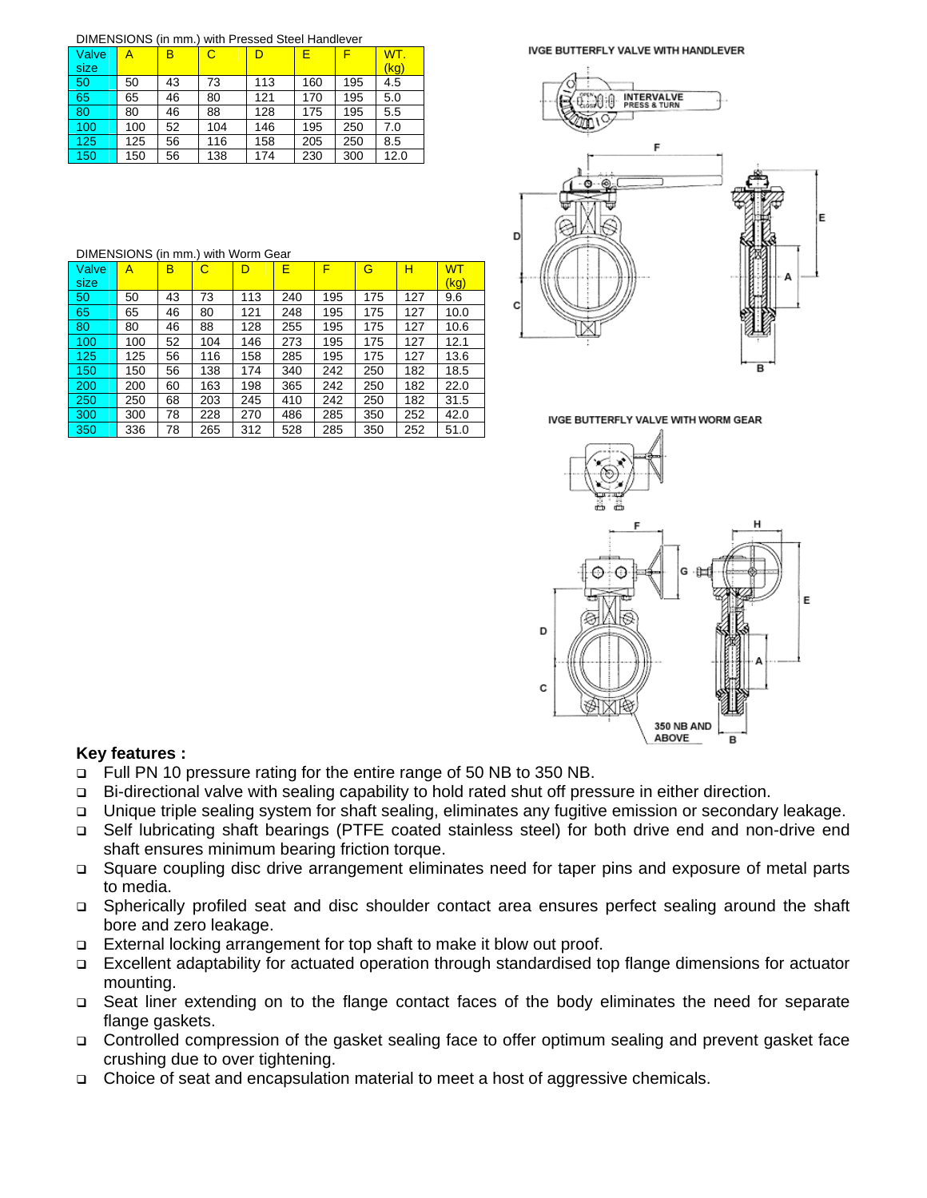DIMENSIONS (in mm.) with Pressed Steel Handlever

| Valve size | A | B | C | D | E | F | WT. (kg) |
|---|---|---|---|---|---|---|---|
| 50 | 50 | 43 | 73 | 113 | 160 | 195 | 4.5 |
| 65 | 65 | 46 | 80 | 121 | 170 | 195 | 5.0 |
| 80 | 80 | 46 | 88 | 128 | 175 | 195 | 5.5 |
| 100 | 100 | 52 | 104 | 146 | 195 | 250 | 7.0 |
| 125 | 125 | 56 | 116 | 158 | 205 | 250 | 8.5 |
| 150 | 150 | 56 | 138 | 174 | 230 | 300 | 12.0 |

IVGE BUTTERFLY VALVE WITH HANDLEVER

INTERVALVE PRESS & TURN

F

D

C

E

A

B

DIMENSIONS (in mm.) with Worm Gear

| Valve size | A | B | C | D | E | F | G | H | WT (kg) |
|---|---|---|---|---|---|---|---|---|---|
| 50 | 50 | 43 | 73 | 113 | 240 | 195 | 175 | 127 | 9.6 |
| 65 | 65 | 46 | 80 | 121 | 248 | 195 | 175 | 127 | 10.0 |
| 80 | 80 | 46 | 88 | 128 | 255 | 195 | 175 | 127 | 10.6 |
| 100 | 100 | 52 | 104 | 146 | 273 | 195 | 175 | 127 | 12.1 |
| 125 | 125 | 56 | 116 | 158 | 285 | 195 | 175 | 127 | 13.6 |
| 150 | 150 | 56 | 138 | 174 | 340 | 242 | 250 | 182 | 18.5 |
| 200 | 200 | 60 | 163 | 198 | 365 | 242 | 250 | 182 | 22.0 |
| 250 | 250 | 68 | 203 | 245 | 410 | 242 | 250 | 182 | 31.5 |
| 300 | 300 | 78 | 228 | 270 | 486 | 285 | 350 | 252 | 42.0 |
| 350 | 336 | 78 | 265 | 312 | 528 | 285 | 350 | 252 | 51.0 |

IVGE BUTTERFLY VALVE WITH WORM GEAR

F

H

G

E

D

A

C

350 NB AND ABOVE

B

**Key features :**

- Full PN 10 pressure rating for the entire range of 50 NB to 350 NB.
- Bi-directional valve with sealing capability to hold rated shut off pressure in either direction.
- Unique triple sealing system for shaft sealing, eliminates any fugitive emission or secondary leakage.
- Self lubricating shaft bearings (PTFE coated stainless steel) for both drive end and non-drive end shaft ensures minimum bearing friction torque.
- Square coupling disc drive arrangement eliminates need for taper pins and exposure of metal parts to media.
- Spherically profiled seat and disc shoulder contact area ensures perfect sealing around the shaft bore and zero leakage.
- External locking arrangement for top shaft to make it blow out proof.
- Excellent adaptability for actuated operation through standardised top flange dimensions for actuator mounting.
- Seat liner extending on to the flange contact faces of the body eliminates the need for separate flange gaskets.
- Controlled compression of the gasket sealing face to offer optimum sealing and prevent gasket face crushing due to over tightening.
- Choice of seat and encapsulation material to meet a host of aggressive chemicals.